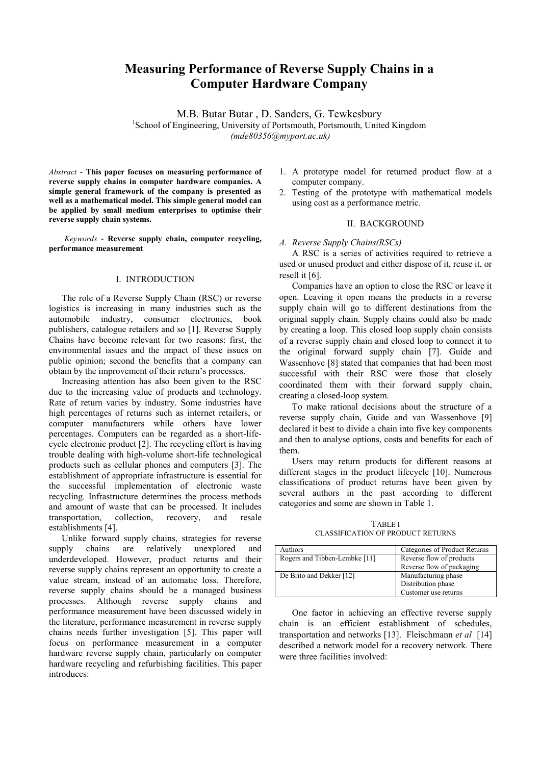# Measuring Performance of Reverse Supply Chains in a Computer Hardware Company

M.B. Butar Butar , D. Sanders, G. Tewkesbury

[1]School of Engineering, University of Portsmouth, Portsmouth, United Kingdom

*(mde80356@myport.ac.uk)*

*Abstract* - **This paper focuses on measuring performance of reverse supply chains in computer hardware companies. A simple general framework of the company is presented as well as a mathematical model. This simple general model can be applied by small medium enterprises to optimise their reverse supply chain systems.**

*Keywords* - **Reverse supply chain, computer recycling, performance measurement**

## I. INTRODUCTION

The role of a Reverse Supply Chain (RSC) or reverse logistics is increasing in many industries such as the automobile industry, consumer electronics, book publishers, catalogue retailers and so [1]. Reverse Supply Chains have become relevant for two reasons: first, the environmental issues and the impact of these issues on public opinion; second the benefits that a company can obtain by the improvement of their return's processes.

Increasing attention has also been given to the RSC due to the increasing value of products and technology. Rate of return varies by industry. Some industries have high percentages of returns such as internet retailers, or computer manufacturers while others have lower percentages. Computers can be regarded as a short-life-cycle electronic product [2]. The recycling effort is having trouble dealing with high-volume short-life technological products such as cellular phones and computers [3]. The establishment of appropriate infrastructure is essential for the successful implementation of electronic waste recycling. Infrastructure determines the process methods and amount of waste that can be processed. It includes transportation, collection, recovery, and resale establishments [4].

Unlike forward supply chains, strategies for reverse supply chains are relatively unexplored and underdeveloped. However, product returns and their reverse supply chains represent an opportunity to create a value stream, instead of an automatic loss. Therefore, reverse supply chains should be a managed business processes. Although reverse supply chains and performance measurement have been discussed widely in the literature, performance measurement in reverse supply chains needs further investigation [5]. This paper will focus on performance measurement in a computer hardware reverse supply chain, particularly on computer hardware recycling and refurbishing facilities. This paper introduces:

1. A prototype model for returned product flow at a computer company.
2. Testing of the prototype with mathematical models using cost as a performance metric.

## II. BACKGROUND

### *A. Reverse Supply Chains(RSCs)*

A RSC is a series of activities required to retrieve a used or unused product and either dispose of it, reuse it, or resell it [6].

Companies have an option to close the RSC or leave it open. Leaving it open means the products in a reverse supply chain will go to different destinations from the original supply chain. Supply chains could also be made by creating a loop. This closed loop supply chain consists of a reverse supply chain and closed loop to connect it to the original forward supply chain [7]. Guide and Wassenhove [8] stated that companies that had been most successful with their RSC were those that closely coordinated them with their forward supply chain, creating a closed-loop system.

To make rational decisions about the structure of a reverse supply chain, Guide and van Wassenhove [9] declared it best to divide a chain into five key components and then to analyse options, costs and benefits for each of them.

Users may return products for different reasons at different stages in the product lifecycle [10]. Numerous classifications of product returns have been given by several authors in the past according to different categories and some are shown in Table 1.

TABLE I
CLASSIFICATION OF PRODUCT RETURNS

| Authors | Categories of Product Returns |
|---|---|
| Rogers and Tibben-Lembke [11] | Reverse flow of products<br>Reverse flow of packaging |
| De Brito and Dekker [12] | Manufacturing phase<br>Distribution phase<br>Customer use returns |

One factor in achieving an effective reverse supply chain is an efficient establishment of schedules, transportation and networks [13]. Fleischmann *et al* [14] described a network model for a recovery network. There were three facilities involved: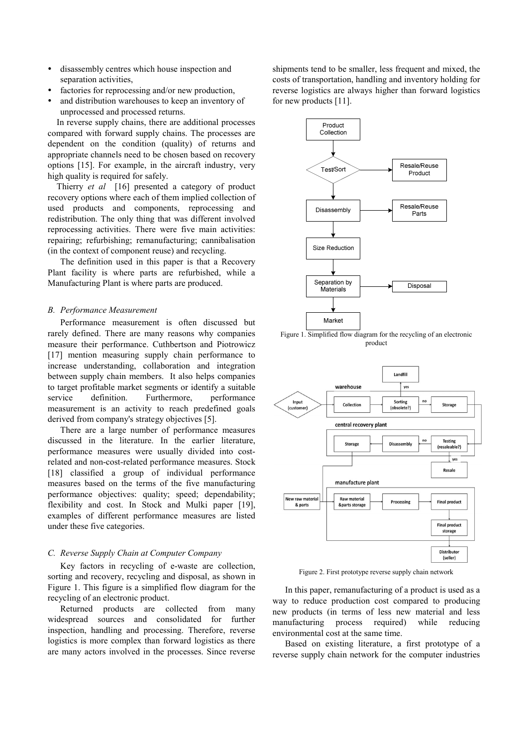- disassembly centres which house inspection and separation activities,
- factories for reprocessing and/or new production,
- and distribution warehouses to keep an inventory of unprocessed and processed returns.

In reverse supply chains, there are additional processes compared with forward supply chains. The processes are dependent on the condition (quality) of returns and appropriate channels need to be chosen based on recovery options [15]. For example, in the aircraft industry, very high quality is required for safely.

Thierry *et al* [16] presented a category of product recovery options where each of them implied collection of used products and components, reprocessing and redistribution. The only thing that was different involved reprocessing activities. There were five main activities: repairing; refurbishing; remanufacturing; cannibalisation (in the context of component reuse) and recycling.

The definition used in this paper is that a Recovery Plant facility is where parts are refurbished, while a Manufacturing Plant is where parts are produced.

### *B. Performance Measurement*

Performance measurement is often discussed but rarely defined. There are many reasons why companies measure their performance. Cuthbertson and Piotrowicz [17] mention measuring supply chain performance to increase understanding, collaboration and integration between supply chain members. It also helps companies to target profitable market segments or identify a suitable service definition. Furthermore, performance measurement is an activity to reach predefined goals derived from company's strategy objectives [5].

There are a large number of performance measures discussed in the literature. In the earlier literature, performance measures were usually divided into cost-related and non-cost-related performance measures. Stock [18] classified a group of individual performance measures based on the terms of the five manufacturing performance objectives: quality; speed; dependability; flexibility and cost. In Stock and Mulki paper [19], examples of different performance measures are listed under these five categories.

### *C. Reverse Supply Chain at Computer Company*

Key factors in recycling of e-waste are collection, sorting and recovery, recycling and disposal, as shown in Figure 1. This figure is a simplified flow diagram for the recycling of an electronic product.

Returned products are collected from many widespread sources and consolidated for further inspection, handling and processing. Therefore, reverse logistics is more complex than forward logistics as there are many actors involved in the processes. Since reverse shipments tend to be smaller, less frequent and mixed, the costs of transportation, handling and inventory holding for reverse logistics are always higher than forward logistics for new products [11].

Figure 1. Simplified flow diagram for the recycling of an electronic product

Figure 2. First prototype reverse supply chain network

In this paper, remanufacturing of a product is used as a way to reduce production cost compared to producing new products (in terms of less new material and less manufacturing process required) while reducing environmental cost at the same time.

Based on existing literature, a first prototype of a reverse supply chain network for the computer industries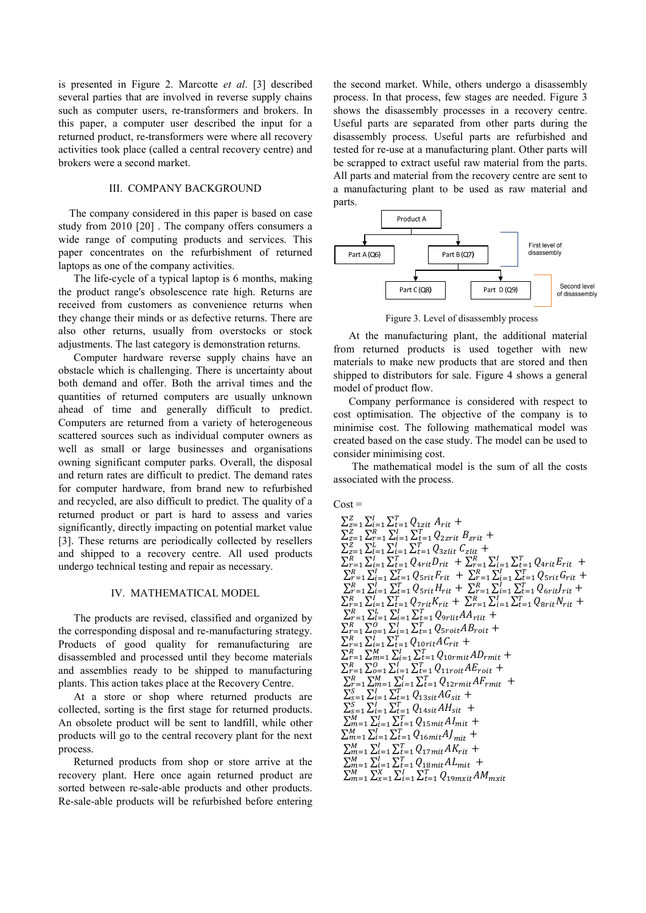is presented in Figure 2. Marcotte *et al*. [3] described several parties that are involved in reverse supply chains such as computer users, re-transformers and brokers. In this paper, a computer user described the input for a returned product, re-transformers were where all recovery activities took place (called a central recovery centre) and brokers were a second market.

## III. COMPANY BACKGROUND

The company considered in this paper is based on case study from 2010 [20] . The company offers consumers a wide range of computing products and services. This paper concentrates on the refurbishment of returned laptops as one of the company activities.

The life-cycle of a typical laptop is 6 months, making the product range's obsolescence rate high. Returns are received from customers as convenience returns when they change their minds or as defective returns. There are also other returns, usually from overstocks or stock adjustments. The last category is demonstration returns.

Computer hardware reverse supply chains have an obstacle which is challenging. There is uncertainty about both demand and offer. Both the arrival times and the quantities of returned computers are usually unknown ahead of time and generally difficult to predict. Computers are returned from a variety of heterogeneous scattered sources such as individual computer owners as well as small or large businesses and organisations owning significant computer parks. Overall, the disposal and return rates are difficult to predict. The demand rates for computer hardware, from brand new to refurbished and recycled, are also difficult to predict. The quality of a returned product or part is hard to assess and varies significantly, directly impacting on potential market value [3]. These returns are periodically collected by resellers and shipped to a recovery centre. All used products undergo technical testing and repair as necessary.

## IV. MATHEMATICAL MODEL

The products are revised, classified and organized by the corresponding disposal and re-manufacturing strategy. Products of good quality for remanufacturing are disassembled and processed until they become materials and assemblies ready to be shipped to manufacturing plants. This action takes place at the Recovery Centre.

At a store or shop where returned products are collected, sorting is the first stage for returned products. An obsolete product will be sent to landfill, while other products will go to the central recovery plant for the next process.

Returned products from shop or store arrive at the recovery plant. Here once again returned product are sorted between re-sale-able products and other products. Re-sale-able products will be refurbished before entering the second market. While, others undergo a disassembly process. In that process, few stages are needed. Figure 3 shows the disassembly processes in a recovery centre. Useful parts are separated from other parts during the disassembly process. Useful parts are refurbished and tested for re-use at a manufacturing plant. Other parts will be scrapped to extract useful raw material from the parts. All parts and material from the recovery centre are sent to a manufacturing plant to be used as raw material and parts.

Product A

Part A (Q6)

Part B (Q7)

First level of disassembly

Part C (Q8)

Part D (Q9)

Second level of disassembly

Figure 3. Level of disassembly process

At the manufacturing plant, the additional material from returned products is used together with new materials to make new products that are stored and then shipped to distributors for sale. Figure 4 shows a general model of product flow.

Company performance is considered with respect to cost optimisation. The objective of the company is to minimise cost. The following mathematical model was created based on the case study. The model can be used to consider minimising cost.

The mathematical model is the sum of all the costs associated with the process.

Cost =

$$
\begin{aligned}
&\sum_{z=1}^{Z}\sum_{i=1}^{I}\sum_{t=1}^{T} Q_{1zit}\, A_{rit} + \\
&\sum_{z=1}^{Z}\sum_{r=1}^{R}\sum_{i=1}^{I}\sum_{t=1}^{T} Q_{2zrit}\, B_{zrit} + \\
&\sum_{z=1}^{Z}\sum_{l=1}^{L}\sum_{i=1}^{I}\sum_{t=1}^{T} Q_{3zlit}\, C_{zlit} + \\
&\sum_{r=1}^{R}\sum_{i=1}^{I}\sum_{t=1}^{T} Q_{4rit}D_{rit} + \sum_{r=1}^{R}\sum_{i=1}^{I}\sum_{t=1}^{T} Q_{4rit}E_{rit} + \\
&\sum_{r=1}^{R}\sum_{i=1}^{I}\sum_{t=1}^{T} Q_{5rit}F_{rit} + \sum_{r=1}^{R}\sum_{i=1}^{I}\sum_{t=1}^{T} Q_{5rit}G_{rit} + \\
&\sum_{r=1}^{R}\sum_{i=1}^{I}\sum_{t=1}^{T} Q_{5rit}H_{rit} + \sum_{r=1}^{R}\sum_{i=1}^{I}\sum_{t=1}^{T} Q_{6rit}J_{rit} + \\
&\sum_{r=1}^{R}\sum_{i=1}^{I}\sum_{t=1}^{T} Q_{7rit}K_{rit} + \sum_{r=1}^{R}\sum_{i=1}^{I}\sum_{t=1}^{T} Q_{8rit}N_{rit} + \\
&\sum_{r=1}^{R}\sum_{l=1}^{L}\sum_{i=1}^{I}\sum_{t=1}^{T} Q_{9rlit}AA_{rlit} + \\
&\sum_{r=1}^{R}\sum_{o=1}^{O}\sum_{i=1}^{I}\sum_{t=1}^{T} Q_{5roit}AB_{roit} + \\
&\sum_{r=1}^{R}\sum_{i=1}^{I}\sum_{t=1}^{T} Q_{10rit}AC_{rit} + \\
&\sum_{r=1}^{R}\sum_{m=1}^{M}\sum_{i=1}^{I}\sum_{t=1}^{T} Q_{10rmit}AD_{rmit} + \\
&\sum_{r=1}^{R}\sum_{o=1}^{O}\sum_{i=1}^{I}\sum_{t=1}^{T} Q_{11roit}AE_{roit} + \\
&\sum_{r=1}^{R}\sum_{m=1}^{M}\sum_{i=1}^{I}\sum_{t=1}^{T} Q_{12rmit}AF_{rmit} + \\
&\sum_{s=1}^{S}\sum_{i=1}^{I}\sum_{t=1}^{T} Q_{13sit}AG_{sit} + \\
&\sum_{s=1}^{S}\sum_{i=1}^{I}\sum_{t=1}^{T} Q_{14sit}AH_{sit} + \\
&\sum_{m=1}^{M}\sum_{i=1}^{I}\sum_{t=1}^{T} Q_{15mit}AI_{mit} + \\
&\sum_{m=1}^{M}\sum_{i=1}^{I}\sum_{t=1}^{T} Q_{16mit}AJ_{mit} + \\
&\sum_{m=1}^{M}\sum_{i=1}^{I}\sum_{t=1}^{T} Q_{17mit}AK_{rit} + \\
&\sum_{m=1}^{M}\sum_{i=1}^{I}\sum_{t=1}^{T} Q_{18mit}AL_{mit} + \\
&\sum_{m=1}^{M}\sum_{x=1}^{X}\sum_{i=1}^{I}\sum_{t=1}^{T} Q_{19mxit}AM_{mxit}
\end{aligned}
$$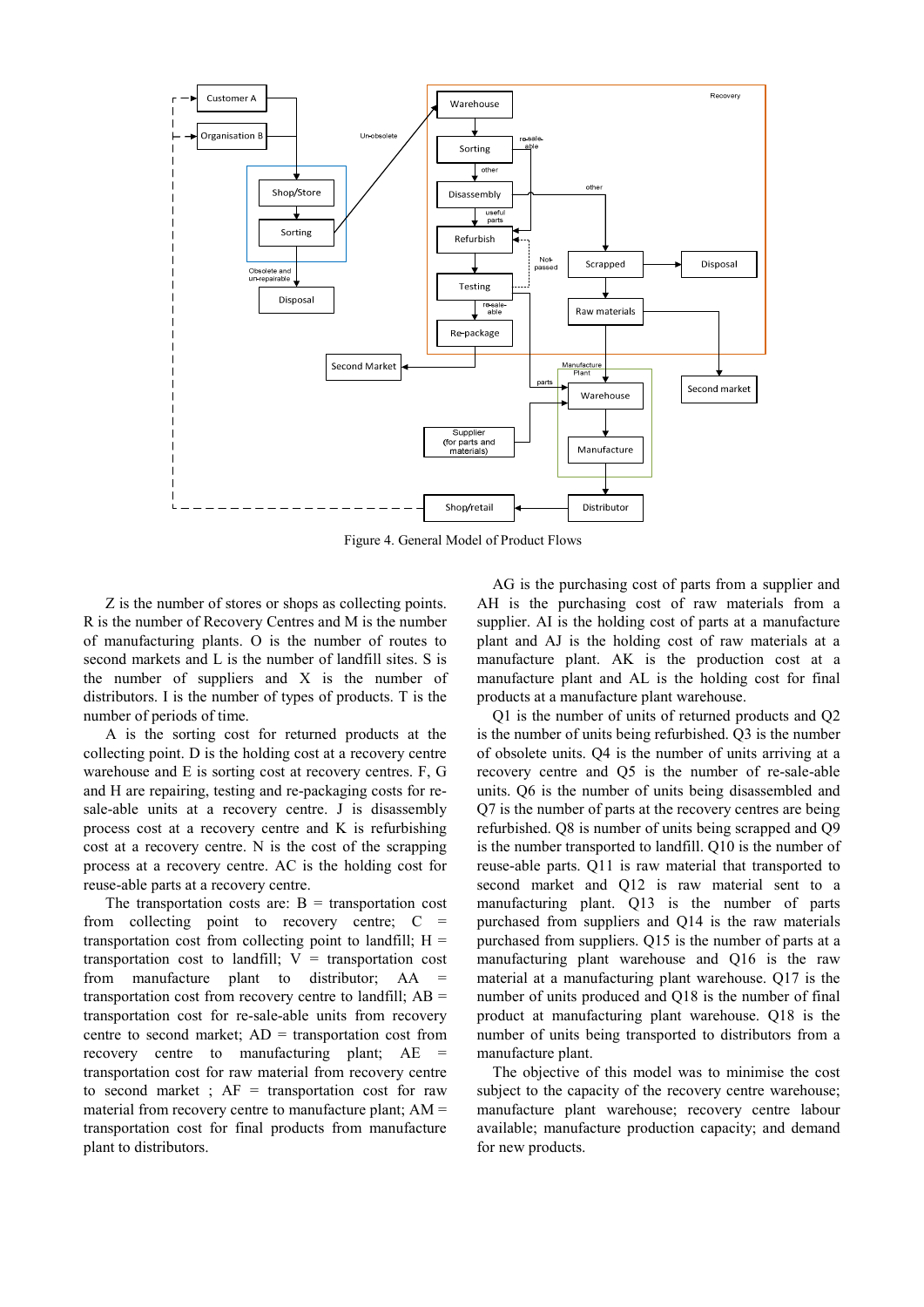Figure 4. General Model of Product Flows

Z is the number of stores or shops as collecting points. R is the number of Recovery Centres and M is the number of manufacturing plants. O is the number of routes to second markets and L is the number of landfill sites. S is the number of suppliers and X is the number of distributors. I is the number of types of products. T is the number of periods of time.

A is the sorting cost for returned products at the collecting point. D is the holding cost at a recovery centre warehouse and E is sorting cost at recovery centres. F, G and H are repairing, testing and re-packaging costs for re-sale-able units at a recovery centre. J is disassembly process cost at a recovery centre and K is refurbishing cost at a recovery centre. N is the cost of the scrapping process at a recovery centre. AC is the holding cost for reuse-able parts at a recovery centre.

The transportation costs are: B = transportation cost from collecting point to recovery centre; C = transportation cost from collecting point to landfill; H = transportation cost from manufacture plant to distributor; V = transportation cost from manufacture plant to distributor; AA = transportation cost from recovery centre to landfill; AB = transportation cost for re-sale-able units from recovery centre to second market; AD = transportation cost from recovery centre to manufacturing plant; AE = transportation cost for raw material from recovery centre to second market ; AF = transportation cost for raw material from recovery centre to manufacture plant; AM = transportation cost for final products from manufacture plant to distributors.

AG is the purchasing cost of parts from a supplier and AH is the purchasing cost of raw materials from a supplier. AI is the holding cost of parts at a manufacture plant and AJ is the holding cost of raw materials at a manufacture plant. AK is the production cost at a manufacture plant and AL is the holding cost for final products at a manufacture plant warehouse.

Q1 is the number of units of returned products and Q2 is the number of units being refurbished. Q3 is the number of obsolete units. Q4 is the number of units arriving at a recovery centre and Q5 is the number of re-sale-able units. Q6 is the number of units being disassembled and Q7 is the number of parts at the recovery centres are being refurbished. Q8 is number of units being scrapped and Q9 is the number transported to landfill. Q10 is the number of reuse-able parts. Q11 is raw material that transported to second market and Q12 is raw material sent to a manufacturing plant. Q13 is the number of parts purchased from suppliers and Q14 is the raw materials purchased from suppliers. Q15 is the number of parts at a manufacturing plant warehouse and Q16 is the raw material at a manufacturing plant warehouse. Q17 is the number of units produced and Q18 is the number of final product at manufacturing plant warehouse. Q18 is the number of units being transported to distributors from a manufacture plant.

The objective of this model was to minimise the cost subject to the capacity of the recovery centre warehouse; manufacture plant warehouse; recovery centre labour available; manufacture production capacity; and demand for new products.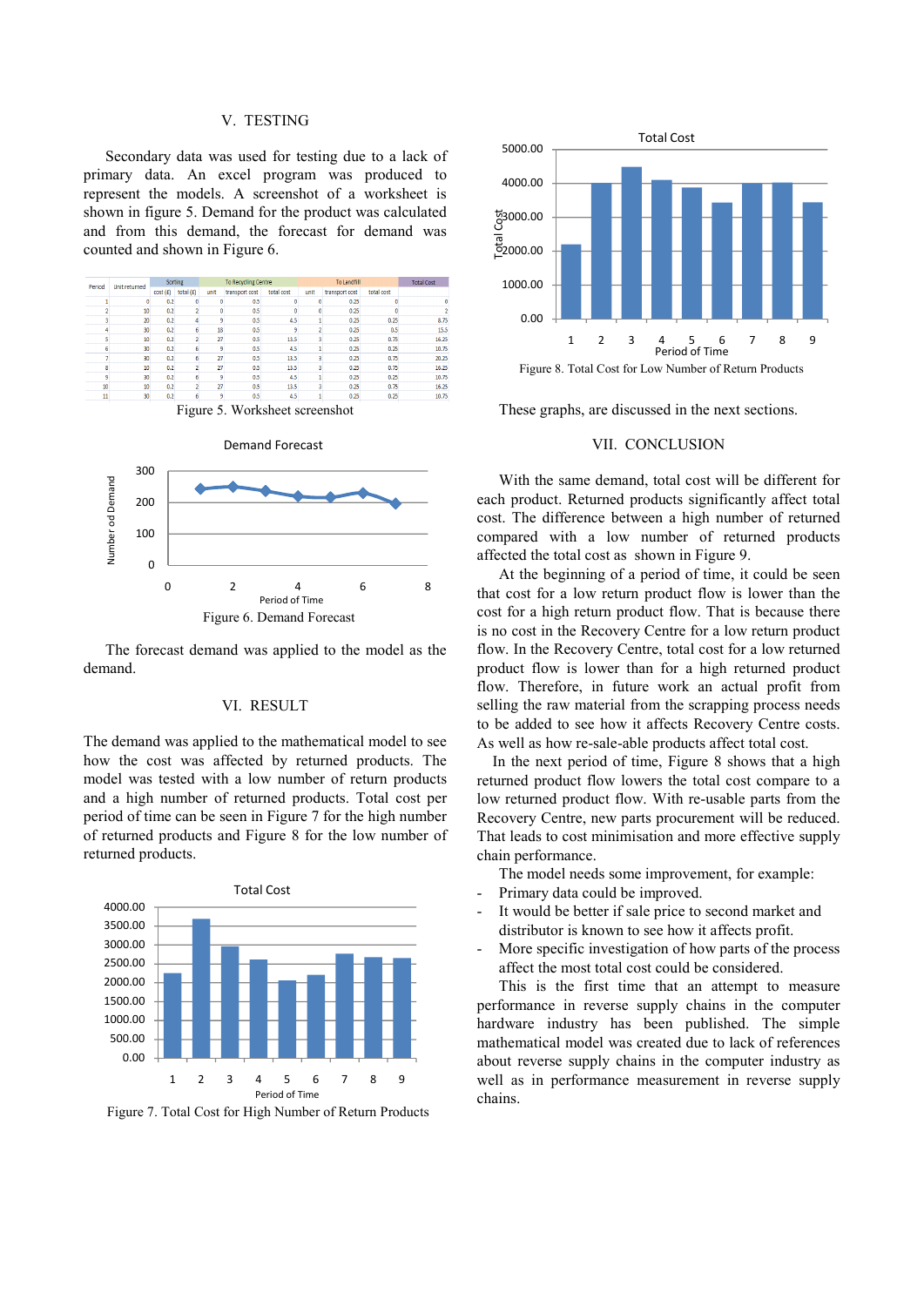## V. TESTING

Secondary data was used for testing due to a lack of primary data. An excel program was produced to represent the models. A screenshot of a worksheet is shown in figure 5. Demand for the product was calculated and from this demand, the forecast for demand was counted and shown in Figure 6.

| Period | Unit returned | Sorting | | To Recycling Centre | | | To Landfill | | | Total Cost |
|---|---|---|---|---|---|---|---|---|---|---|
| | | cost (£) | total (£) | unit | transport cost | total cost | unit | transport cost | total cost | |
| 1 | 0 | 0.2 | 0 | 0 | 0.5 | 0 | 0 | 0.25 | 0 | 0 |
| 2 | 10 | 0.2 | 2 | 0 | 0.5 | 0 | 0 | 0.25 | 0 | 2 |
| 3 | 20 | 0.2 | 4 | 9 | 0.5 | 4.5 | 1 | 0.25 | 0.25 | 8.75 |
| 4 | 30 | 0.2 | 6 | 18 | 0.5 | 9 | 2 | 0.25 | 0.5 | 15.5 |
| 5 | 10 | 0.2 | 2 | 27 | 0.5 | 13.5 | 3 | 0.25 | 0.75 | 16.25 |
| 6 | 30 | 0.2 | 6 | 9 | 0.5 | 4.5 | 1 | 0.25 | 0.25 | 10.75 |
| 7 | 30 | 0.2 | 6 | 27 | 0.5 | 13.5 | 3 | 0.25 | 0.75 | 20.25 |
| 8 | 10 | 0.2 | 2 | 27 | 0.5 | 13.5 | 3 | 0.25 | 0.75 | 16.25 |
| 9 | 30 | 0.2 | 6 | 9 | 0.5 | 4.5 | 1 | 0.25 | 0.25 | 10.75 |
| 10 | 10 | 0.2 | 2 | 27 | 0.5 | 13.5 | 3 | 0.25 | 0.75 | 16.25 |
| 11 | 30 | 0.2 | 6 | 9 | 0.5 | 4.5 | 1 | 0.25 | 0.25 | 10.75 |

Figure 5. Worksheet screenshot

Figure 6. Demand Forecast

The forecast demand was applied to the model as the demand.

## VI. RESULT

The demand was applied to the mathematical model to see how the cost was affected by returned products. The model was tested with a low number of return products and a high number of returned products. Total cost per period of time can be seen in Figure 7 for the high number of returned products and Figure 8 for the low number of returned products.

Figure 7. Total Cost for High Number of Return Products

Figure 8. Total Cost for Low Number of Return Products

These graphs, are discussed in the next sections.

## VII. CONCLUSION

With the same demand, total cost will be different for each product. Returned products significantly affect total cost. The difference between a high number of returned compared with a low number of returned products affected the total cost as shown in Figure 9.

At the beginning of a period of time, it could be seen that cost for a low return product flow is lower than the cost for a high return product flow. That is because there is no cost in the Recovery Centre for a low return product flow. In the Recovery Centre, total cost for a low returned product flow is lower than for a high returned product flow. Therefore, in future work an actual profit from selling the raw material from the scrapping process needs to be added to see how it affects Recovery Centre costs. As well as how re-sale-able products affect total cost.

In the next period of time, Figure 8 shows that a high returned product flow lowers the total cost compare to a low returned product flow. With re-usable parts from the Recovery Centre, new parts procurement will be reduced. That leads to cost minimisation and more effective supply chain performance.

The model needs some improvement, for example:

- Primary data could be improved.
- It would be better if sale price to second market and distributor is known to see how it affects profit.
- More specific investigation of how parts of the process affect the most total cost could be considered.

This is the first time that an attempt to measure performance in reverse supply chains in the computer hardware industry has been published. The simple mathematical model was created due to lack of references about reverse supply chains in the computer industry as well as in performance measurement in reverse supply chains.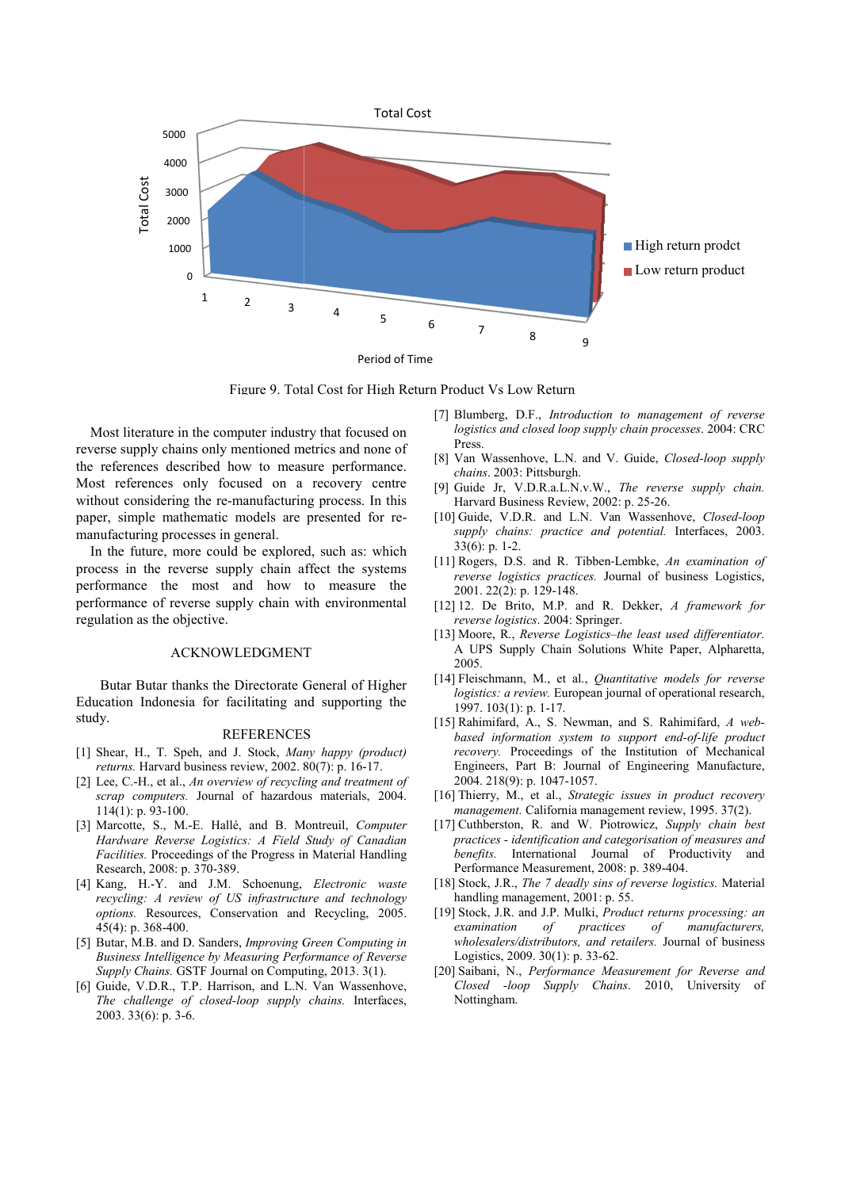Total Cost

5000
4000
3000
2000
1000
0

Total Cost

1 2 3 4 5 6 7 8 9

Period of Time

High return prodct
Low return product

Figure 9. Total Cost for High Return Product Vs Low Return

Most literature in the computer industry that focused on reverse supply chains only mentioned metrics and none of the references described how to measure performance. Most references only focused on a recovery centre without considering the re-manufacturing process. In this paper, simple mathematic models are presented for re-manufacturing processes in general.

In the future, more could be explored, such as: which process in the reverse supply chain affect the systems performance the most and how to measure the performance of reverse supply chain with environmental regulation as the objective.

## ACKNOWLEDGMENT

Butar Butar thanks the Directorate General of Higher Education Indonesia for facilitating and supporting the study.

## REFERENCES

[1] Shear, H., T. Speh, and J. Stock, *Many happy (product) returns.* Harvard business review, 2002. 80(7): p. 16-17.

[2] Lee, C.-H., et al., *An overview of recycling and treatment of scrap computers.* Journal of hazardous materials, 2004. 114(1): p. 93-100.

[3] Marcotte, S., M.-E. Hallé, and B. Montreuil, *Computer Hardware Reverse Logistics: A Field Study of Canadian Facilities.* Proceedings of the Progress in Material Handling Research, 2008: p. 370-389.

[4] Kang, H.-Y. and J.M. Schoenung, *Electronic waste recycling: A review of US infrastructure and technology options.* Resources, Conservation and Recycling, 2005. 45(4): p. 368-400.

[5] Butar, M.B. and D. Sanders, *Improving Green Computing in Business Intelligence by Measuring Performance of Reverse Supply Chains.* GSTF Journal on Computing, 2013. 3(1).

[6] Guide, V.D.R., T.P. Harrison, and L.N. Van Wassenhove, *The challenge of closed-loop supply chains.* Interfaces, 2003. 33(6): p. 3-6.

[7] Blumberg, D.F., *Introduction to management of reverse logistics and closed loop supply chain processes*. 2004: CRC Press.

[8] Van Wassenhove, L.N. and V. Guide, *Closed-loop supply chains*. 2003: Pittsburgh.

[9] Guide Jr, V.D.R.a.L.N.v.W., *The reverse supply chain.* Harvard Business Review, 2002: p. 25-26.

[10] Guide, V.D.R. and L.N. Van Wassenhove, *Closed-loop supply chains: practice and potential.* Interfaces, 2003. 33(6): p. 1-2.

[11] Rogers, D.S. and R. Tibben-Lembke, *An examination of reverse logistics practices.* Journal of business Logistics, 2001. 22(2): p. 129-148.

[12] 12. De Brito, M.P. and R. Dekker, *A framework for reverse logistics*. 2004: Springer.

[13] Moore, R., *Reverse Logistics–the least used differentiator.* A UPS Supply Chain Solutions White Paper, Alpharetta, 2005.

[14] Fleischmann, M., et al., *Quantitative models for reverse logistics: a review.* European journal of operational research, 1997. 103(1): p. 1-17.

[15] Rahimifard, A., S. Newman, and S. Rahimifard, *A web-based information system to support end-of-life product recovery.* Proceedings of the Institution of Mechanical Engineers, Part B: Journal of Engineering Manufacture, 2004. 218(9): p. 1047-1057.

[16] Thierry, M., et al., *Strategic issues in product recovery management.* California management review, 1995. 37(2).

[17] Cuthberston, R. and W. Piotrowicz, *Supply chain best practices - identification and categorisation of measures and benefits.* International Journal of Productivity and Performance Measurement, 2008: p. 389-404.

[18] Stock, J.R., *The 7 deadly sins of reverse logistics.* Material handling management, 2001: p. 55.

[19] Stock, J.R. and J.P. Mulki, *Product returns processing: an examination of practices of manufacturers, wholesalers/distributors, and retailers.* Journal of business Logistics, 2009. 30(1): p. 33-62.

[20] Saibani, N., *Performance Measurement for Reverse and Closed -loop Supply Chains*. 2010, University of Nottingham.